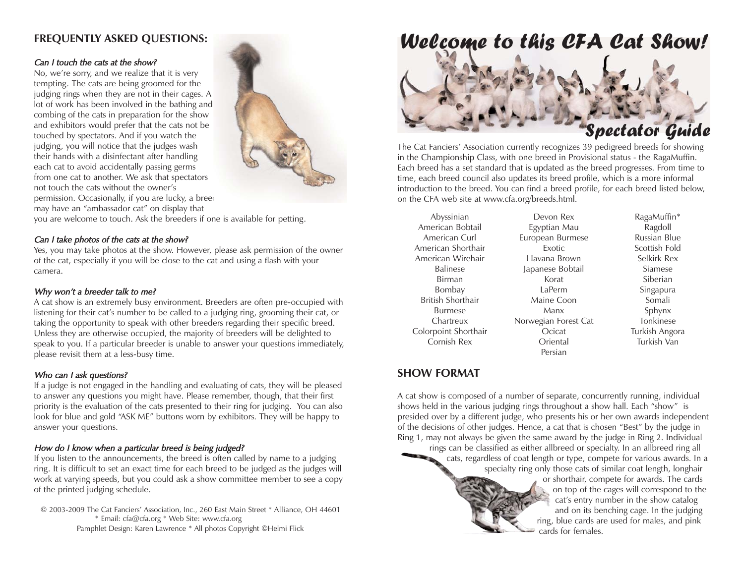## FREQUENTLY ASKED QUESTIONS:

*Can I touch the cats at the show?*

No, we're sorry, and we realize that it is very tempting. The cats are being groomed for the judging rings when they are not in their cages. A lot of work has been involved in the bathing and combing of the cats in preparation for the show and exhibitors would prefer that the cats not be touched by spectators. And if you watch the judging, you will notice that the judges wash their hands with a disinfectant after handling each cat to avoid accidentally passing germs from one cat to another. We ask that spectators not touch the cats without the owner's permission. Occasionally, if you are lucky, a breeder may have an "ambassador cat" on display that you are welcome to touch. Ask the breeders if one is available for petting.

*Can I take photos of the cats at the show?*

Yes, you may take photos at the show. However, please ask permission of the owner of the cat, especially if you will be close to the cat and using a flash with your camera.

*Why won't a breeder talk to me?*

A cat show is an extremely busy environment. Breeders are often pre-occupied with listening for their cat's number to be called to a judging ring, grooming their cat, or taking the opportunity to speak with other breeders regarding their specific breed. Unless they are otherwise occupied, the majority of breeders will be delighted to speak to you. If a particular breeder is unable to answer your questions immediately, please revisit them at a less-busy time.

*Who can I ask questions?*

If a judge is not engaged in the handling and evaluating of cats, they will be pleased to answer any questions you might have. Please remember, though, that their first priority is the evaluation of the cats presented to their ring for judging. You can also look for blue and gold "ASK ME" buttons worn by exhibitors. They will be happy to answer your questions.

*How do I know when a particular breed is being judged?*

If you listen to the announcements, the breed is often called by name to a judging ring. It is difficult to set an exact time for each breed to be judged as the judges will work at varying speeds, but you could ask a show committee member to see a copy of the printed judging schedule.

© 2003-2009 The Cat Fanciers' Association, Inc., 260 East Main Street * Alliance, OH 44601
* Email: cfa@cfa.org * Web Site: www.cfa.org
Pamphlet Design: Karen Lawrence * All photos Copyright ©Helmi Flick

# Welcome to this CFA Cat Show!

## Spectator Guide

The Cat Fanciers' Association currently recognizes 39 pedigreed breeds for showing in the Championship Class, with one breed in Provisional status - the RagaMuffin. Each breed has a set standard that is updated as the breed progresses. From time to time, each breed council also updates its breed profile, which is a more informal introduction to the breed. You can find a breed profile, for each breed listed below, on the CFA web site at www.cfa.org/breeds.html.

- Abyssinian
- American Bobtail
- American Curl
- American Shorthair
- American Wirehair
- Balinese
- Birman
- Bombay
- British Shorthair
- Burmese
- Chartreux
- Colorpoint Shorthair
- Cornish Rex
- Devon Rex
- Egyptian Mau
- European Burmese
- Exotic
- Havana Brown
- Japanese Bobtail
- Korat
- LaPerm
- Maine Coon
- Manx
- Norwegian Forest Cat
- Ocicat
- Oriental
- Persian
- RagaMuffin*
- Ragdoll
- Russian Blue
- Scottish Fold
- Selkirk Rex
- Siamese
- Siberian
- Singapura
- Somali
- Sphynx
- Tonkinese
- Turkish Angora
- Turkish Van

## SHOW FORMAT

A cat show is composed of a number of separate, concurrently running, individual shows held in the various judging rings throughout a show hall. Each "show" is presided over by a different judge, who presents his or her own awards independent of the decisions of other judges. Hence, a cat that is chosen "Best" by the judge in Ring 1, may not always be given the same award by the judge in Ring 2. Individual rings can be classified as either allbreed or specialty. In an allbreed ring all cats, regardless of coat length or type, compete for various awards. In a specialty ring only those cats of similar coat length, longhair or shorthair, compete for awards. The cards on top of the cages will correspond to the cat's entry number in the show catalog and on its benching cage. In the judging ring, blue cards are used for males, and pink cards for females.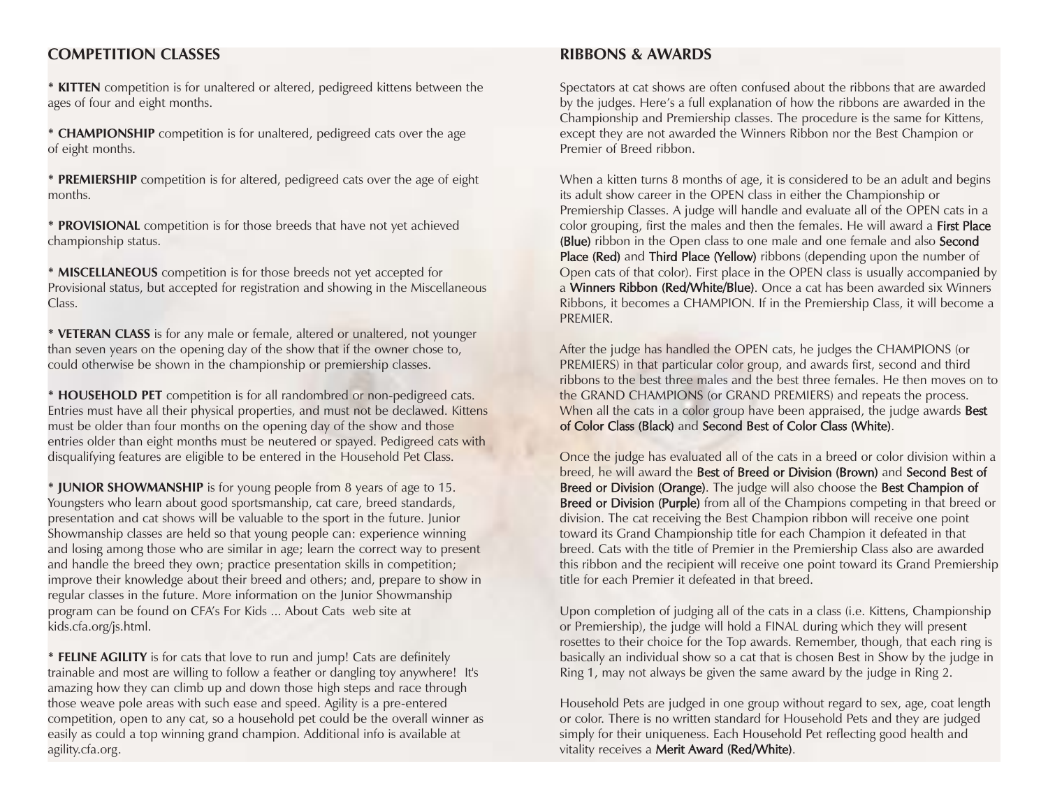## COMPETITION CLASSES

* **KITTEN** competition is for unaltered or altered, pedigreed kittens between the ages of four and eight months.

* **CHAMPIONSHIP** competition is for unaltered, pedigreed cats over the age of eight months.

* **PREMIERSHIP** competition is for altered, pedigreed cats over the age of eight months.

* **PROVISIONAL** competition is for those breeds that have not yet achieved championship status.

* **MISCELLANEOUS** competition is for those breeds not yet accepted for Provisional status, but accepted for registration and showing in the Miscellaneous Class.

* **VETERAN CLASS** is for any male or female, altered or unaltered, not younger than seven years on the opening day of the show that if the owner chose to, could otherwise be shown in the championship or premiership classes.

* **HOUSEHOLD PET** competition is for all randombred or non-pedigreed cats. Entries must have all their physical properties, and must not be declawed. Kittens must be older than four months on the opening day of the show and those entries older than eight months must be neutered or spayed. Pedigreed cats with disqualifying features are eligible to be entered in the Household Pet Class.

* **JUNIOR SHOWMANSHIP** is for young people from 8 years of age to 15. Youngsters who learn about good sportsmanship, cat care, breed standards, presentation and cat shows will be valuable to the sport in the future. Junior Showmanship classes are held so that young people can: experience winning and losing among those who are similar in age; learn the correct way to present and handle the breed they own; practice presentation skills in competition; improve their knowledge about their breed and others; and, prepare to show in regular classes in the future. More information on the Junior Showmanship program can be found on CFA's For Kids ... About Cats web site at kids.cfa.org/js.html.

* **FELINE AGILITY** is for cats that love to run and jump! Cats are definitely trainable and most are willing to follow a feather or dangling toy anywhere! It's amazing how they can climb up and down those high steps and race through those weave pole areas with such ease and speed. Agility is a pre-entered competition, open to any cat, so a household pet could be the overall winner as easily as could a top winning grand champion. Additional info is available at agility.cfa.org.

## RIBBONS & AWARDS

Spectators at cat shows are often confused about the ribbons that are awarded by the judges. Here's a full explanation of how the ribbons are awarded in the Championship and Premiership classes. The procedure is the same for Kittens, except they are not awarded the Winners Ribbon nor the Best Champion or Premier of Breed ribbon.

When a kitten turns 8 months of age, it is considered to be an adult and begins its adult show career in the OPEN class in either the Championship or Premiership Classes. A judge will handle and evaluate all of the OPEN cats in a color grouping, first the males and then the females. He will award a First Place (Blue) ribbon in the Open class to one male and one female and also Second Place (Red) and Third Place (Yellow) ribbons (depending upon the number of Open cats of that color). First place in the OPEN class is usually accompanied by a Winners Ribbon (Red/White/Blue). Once a cat has been awarded six Winners Ribbons, it becomes a CHAMPION. If in the Premiership Class, it will become a PREMIER.

After the judge has handled the OPEN cats, he judges the CHAMPIONS (or PREMIERS) in that particular color group, and awards first, second and third ribbons to the best three males and the best three females. He then moves on to the GRAND CHAMPIONS (or GRAND PREMIERS) and repeats the process. When all the cats in a color group have been appraised, the judge awards Best of Color Class (Black) and Second Best of Color Class (White).

Once the judge has evaluated all of the cats in a breed or color division within a breed, he will award the Best of Breed or Division (Brown) and Second Best of Breed or Division (Orange). The judge will also choose the Best Champion of Breed or Division (Purple) from all of the Champions competing in that breed or division. The cat receiving the Best Champion ribbon will receive one point toward its Grand Championship title for each Champion it defeated in that breed. Cats with the title of Premier in the Premiership Class also are awarded this ribbon and the recipient will receive one point toward its Grand Premiership title for each Premier it defeated in that breed.

Upon completion of judging all of the cats in a class (i.e. Kittens, Championship or Premiership), the judge will hold a FINAL during which they will present rosettes to their choice for the Top awards. Remember, though, that each ring is basically an individual show so a cat that is chosen Best in Show by the judge in Ring 1, may not always be given the same award by the judge in Ring 2.

Household Pets are judged in one group without regard to sex, age, coat length or color. There is no written standard for Household Pets and they are judged simply for their uniqueness. Each Household Pet reflecting good health and vitality receives a Merit Award (Red/White).